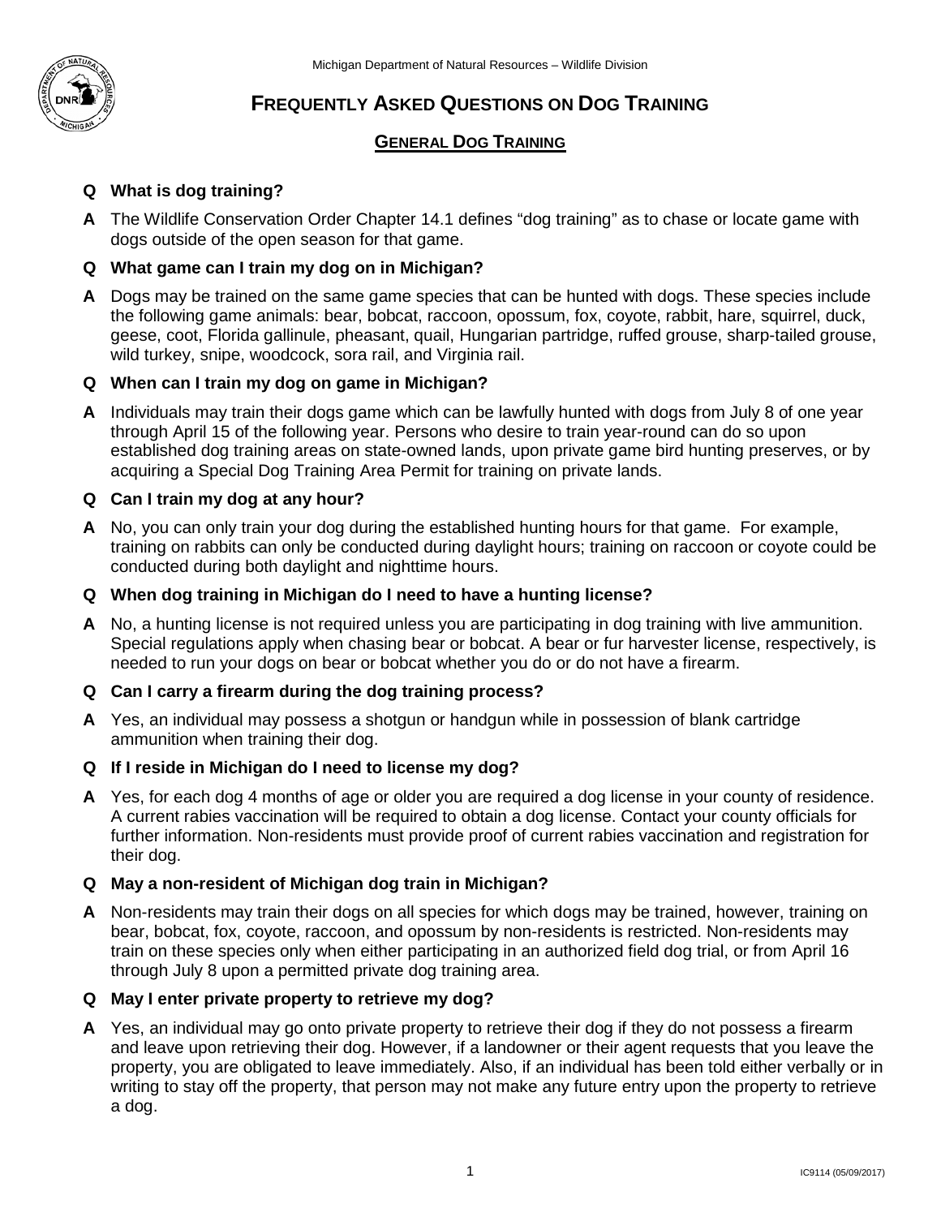Michigan Department of Natural Resources – Wildlife Division

# FREQUENTLY ASKED QUESTIONS ON DOG TRAINING

## GENERAL DOG TRAINING

**Q What is dog training?**

**A** The Wildlife Conservation Order Chapter 14.1 defines "dog training" as to chase or locate game with dogs outside of the open season for that game.

**Q What game can I train my dog on in Michigan?**

**A** Dogs may be trained on the same game species that can be hunted with dogs. These species include the following game animals: bear, bobcat, raccoon, opossum, fox, coyote, rabbit, hare, squirrel, duck, geese, coot, Florida gallinule, pheasant, quail, Hungarian partridge, ruffed grouse, sharp-tailed grouse, wild turkey, snipe, woodcock, sora rail, and Virginia rail.

**Q When can I train my dog on game in Michigan?**

**A** Individuals may train their dogs game which can be lawfully hunted with dogs from July 8 of one year through April 15 of the following year. Persons who desire to train year-round can do so upon established dog training areas on state-owned lands, upon private game bird hunting preserves, or by acquiring a Special Dog Training Area Permit for training on private lands.

**Q Can I train my dog at any hour?**

**A** No, you can only train your dog during the established hunting hours for that game. For example, training on rabbits can only be conducted during daylight hours; training on raccoon or coyote could be conducted during both daylight and nighttime hours.

**Q When dog training in Michigan do I need to have a hunting license?**

**A** No, a hunting license is not required unless you are participating in dog training with live ammunition. Special regulations apply when chasing bear or bobcat. A bear or fur harvester license, respectively, is needed to run your dogs on bear or bobcat whether you do or do not have a firearm.

**Q Can I carry a firearm during the dog training process?**

**A** Yes, an individual may possess a shotgun or handgun while in possession of blank cartridge ammunition when training their dog.

**Q If I reside in Michigan do I need to license my dog?**

**A** Yes, for each dog 4 months of age or older you are required a dog license in your county of residence. A current rabies vaccination will be required to obtain a dog license. Contact your county officials for further information. Non-residents must provide proof of current rabies vaccination and registration for their dog.

**Q May a non-resident of Michigan dog train in Michigan?**

**A** Non-residents may train their dogs on all species for which dogs may be trained, however, training on bear, bobcat, fox, coyote, raccoon, and opossum by non-residents is restricted. Non-residents may train on these species only when either participating in an authorized field dog trial, or from April 16 through July 8 upon a permitted private dog training area.

**Q May I enter private property to retrieve my dog?**

**A** Yes, an individual may go onto private property to retrieve their dog if they do not possess a firearm and leave upon retrieving their dog. However, if a landowner or their agent requests that you leave the property, you are obligated to leave immediately. Also, if an individual has been told either verbally or in writing to stay off the property, that person may not make any future entry upon the property to retrieve a dog.

IC9114 (05/09/2017)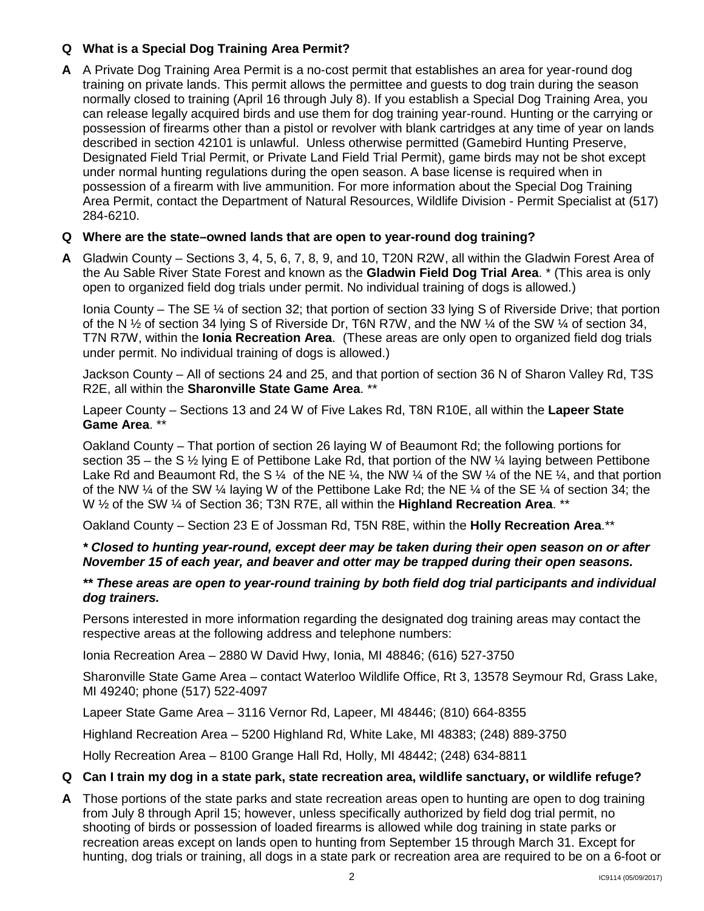**Q What is a Special Dog Training Area Permit?**

**A** A Private Dog Training Area Permit is a no-cost permit that establishes an area for year-round dog training on private lands. This permit allows the permittee and guests to dog train during the season normally closed to training (April 16 through July 8). If you establish a Special Dog Training Area, you can release legally acquired birds and use them for dog training year-round. Hunting or the carrying or possession of firearms other than a pistol or revolver with blank cartridges at any time of year on lands described in section 42101 is unlawful. Unless otherwise permitted (Gamebird Hunting Preserve, Designated Field Trial Permit, or Private Land Field Trial Permit), game birds may not be shot except under normal hunting regulations during the open season. A base license is required when in possession of a firearm with live ammunition. For more information about the Special Dog Training Area Permit, contact the Department of Natural Resources, Wildlife Division - Permit Specialist at (517) 284-6210.

**Q Where are the state–owned lands that are open to year-round dog training?**

**A** Gladwin County – Sections 3, 4, 5, 6, 7, 8, 9, and 10, T20N R2W, all within the Gladwin Forest Area of the Au Sable River State Forest and known as the **Gladwin Field Dog Trial Area**. * (This area is only open to organized field dog trials under permit. No individual training of dogs is allowed.)

Ionia County – The SE ¼ of section 32; that portion of section 33 lying S of Riverside Drive; that portion of the N ½ of section 34 lying S of Riverside Dr, T6N R7W, and the NW ¼ of the SW ¼ of section 34, T7N R7W, within the **Ionia Recreation Area**. (These areas are only open to organized field dog trials under permit. No individual training of dogs is allowed.)

Jackson County – All of sections 24 and 25, and that portion of section 36 N of Sharon Valley Rd, T3S R2E, all within the **Sharonville State Game Area**. **

Lapeer County – Sections 13 and 24 W of Five Lakes Rd, T8N R10E, all within the **Lapeer State Game Area**. **

Oakland County – That portion of section 26 laying W of Beaumont Rd; the following portions for section 35 – the S ½ lying E of Pettibone Lake Rd, that portion of the NW ¼ laying between Pettibone Lake Rd and Beaumont Rd, the S ¼ of the NE ¼, the NW ¼ of the SW ¼ of the NE ¼, and that portion of the NW ¼ of the SW ¼ laying W of the Pettibone Lake Rd; the NE ¼ of the SE ¼ of section 34; the W ½ of the SW ¼ of Section 36; T3N R7E, all within the **Highland Recreation Area**. **

Oakland County – Section 23 E of Jossman Rd, T5N R8E, within the **Holly Recreation Area**.**

***\* Closed to hunting year-round, except deer may be taken during their open season on or after November 15 of each year, and beaver and otter may be trapped during their open seasons.***

***\*\* These areas are open to year-round training by both field dog trial participants and individual dog trainers.***

Persons interested in more information regarding the designated dog training areas may contact the respective areas at the following address and telephone numbers:

Ionia Recreation Area – 2880 W David Hwy, Ionia, MI 48846; (616) 527-3750

Sharonville State Game Area – contact Waterloo Wildlife Office, Rt 3, 13578 Seymour Rd, Grass Lake, MI 49240; phone (517) 522-4097

Lapeer State Game Area – 3116 Vernor Rd, Lapeer, MI 48446; (810) 664-8355

Highland Recreation Area – 5200 Highland Rd, White Lake, MI 48383; (248) 889-3750

Holly Recreation Area – 8100 Grange Hall Rd, Holly, MI 48442; (248) 634-8811

**Q Can I train my dog in a state park, state recreation area, wildlife sanctuary, or wildlife refuge?**

**A** Those portions of the state parks and state recreation areas open to hunting are open to dog training from July 8 through April 15; however, unless specifically authorized by field dog trial permit, no shooting of birds or possession of loaded firearms is allowed while dog training in state parks or recreation areas except on lands open to hunting from September 15 through March 31. Except for hunting, dog trials or training, all dogs in a state park or recreation area are required to be on a 6-foot or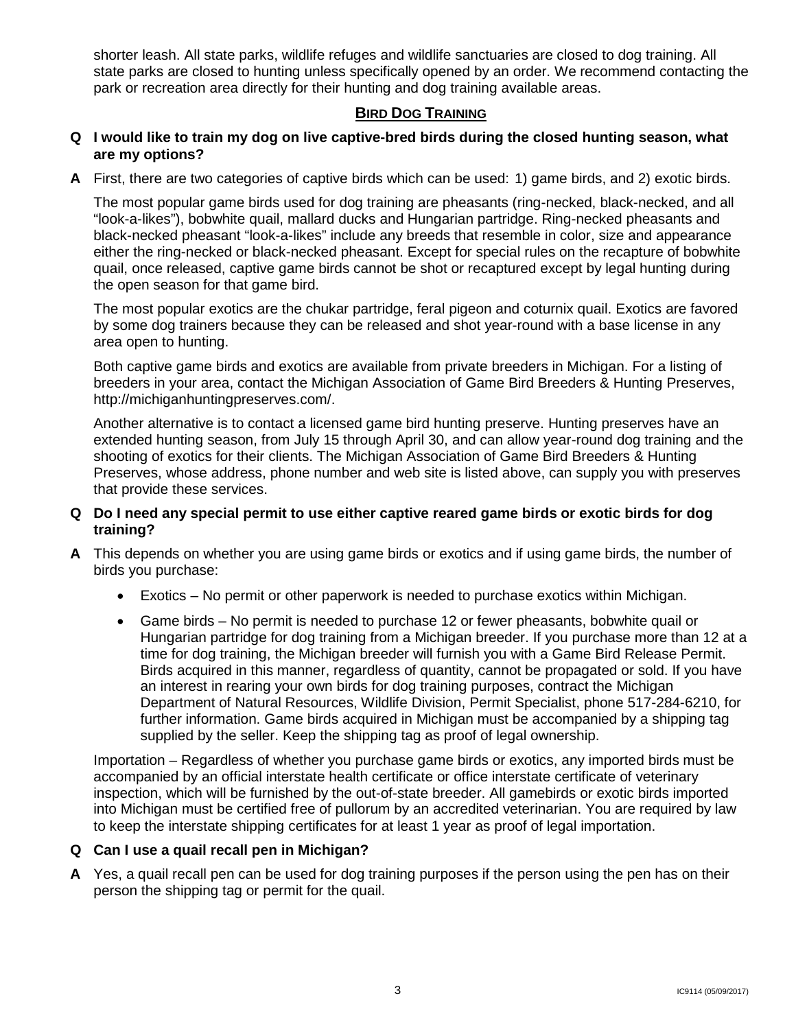shorter leash. All state parks, wildlife refuges and wildlife sanctuaries are closed to dog training. All state parks are closed to hunting unless specifically opened by an order. We recommend contacting the park or recreation area directly for their hunting and dog training available areas.

## BIRD DOG TRAINING

**Q I would like to train my dog on live captive-bred birds during the closed hunting season, what are my options?**

**A** First, there are two categories of captive birds which can be used: 1) game birds, and 2) exotic birds.

The most popular game birds used for dog training are pheasants (ring-necked, black-necked, and all "look-a-likes"), bobwhite quail, mallard ducks and Hungarian partridge. Ring-necked pheasants and black-necked pheasant "look-a-likes" include any breeds that resemble in color, size and appearance either the ring-necked or black-necked pheasant. Except for special rules on the recapture of bobwhite quail, once released, captive game birds cannot be shot or recaptured except by legal hunting during the open season for that game bird.

The most popular exotics are the chukar partridge, feral pigeon and coturnix quail. Exotics are favored by some dog trainers because they can be released and shot year-round with a base license in any area open to hunting.

Both captive game birds and exotics are available from private breeders in Michigan. For a listing of breeders in your area, contact the Michigan Association of Game Bird Breeders & Hunting Preserves, http://michiganhuntingpreserves.com/.

Another alternative is to contact a licensed game bird hunting preserve. Hunting preserves have an extended hunting season, from July 15 through April 30, and can allow year-round dog training and the shooting of exotics for their clients. The Michigan Association of Game Bird Breeders & Hunting Preserves, whose address, phone number and web site is listed above, can supply you with preserves that provide these services.

**Q Do I need any special permit to use either captive reared game birds or exotic birds for dog training?**

**A** This depends on whether you are using game birds or exotics and if using game birds, the number of birds you purchase:

- Exotics – No permit or other paperwork is needed to purchase exotics within Michigan.
- Game birds – No permit is needed to purchase 12 or fewer pheasants, bobwhite quail or Hungarian partridge for dog training from a Michigan breeder. If you purchase more than 12 at a time for dog training, the Michigan breeder will furnish you with a Game Bird Release Permit. Birds acquired in this manner, regardless of quantity, cannot be propagated or sold. If you have an interest in rearing your own birds for dog training purposes, contract the Michigan Department of Natural Resources, Wildlife Division, Permit Specialist, phone 517-284-6210, for further information. Game birds acquired in Michigan must be accompanied by a shipping tag supplied by the seller. Keep the shipping tag as proof of legal ownership.

Importation – Regardless of whether you purchase game birds or exotics, any imported birds must be accompanied by an official interstate health certificate or office interstate certificate of veterinary inspection, which will be furnished by the out-of-state breeder. All gamebirds or exotic birds imported into Michigan must be certified free of pullorum by an accredited veterinarian. You are required by law to keep the interstate shipping certificates for at least 1 year as proof of legal importation.

**Q Can I use a quail recall pen in Michigan?**

**A** Yes, a quail recall pen can be used for dog training purposes if the person using the pen has on their person the shipping tag or permit for the quail.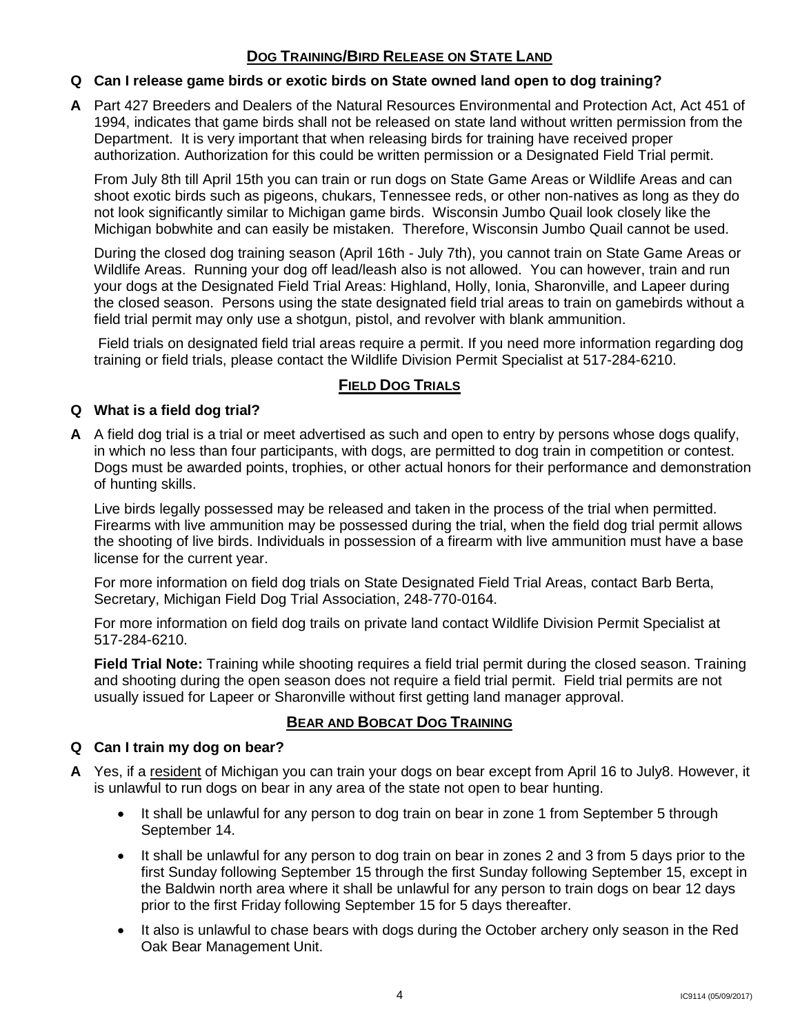## DOG TRAINING/BIRD RELEASE ON STATE LAND

**Q Can I release game birds or exotic birds on State owned land open to dog training?**

**A** Part 427 Breeders and Dealers of the Natural Resources Environmental and Protection Act, Act 451 of 1994, indicates that game birds shall not be released on state land without written permission from the Department. It is very important that when releasing birds for training have received proper authorization. Authorization for this could be written permission or a Designated Field Trial permit.

From July 8th till April 15th you can train or run dogs on State Game Areas or Wildlife Areas and can shoot exotic birds such as pigeons, chukars, Tennessee reds, or other non-natives as long as they do not look significantly similar to Michigan game birds. Wisconsin Jumbo Quail look closely like the Michigan bobwhite and can easily be mistaken. Therefore, Wisconsin Jumbo Quail cannot be used.

During the closed dog training season (April 16th - July 7th), you cannot train on State Game Areas or Wildlife Areas. Running your dog off lead/leash also is not allowed. You can however, train and run your dogs at the Designated Field Trial Areas: Highland, Holly, Ionia, Sharonville, and Lapeer during the closed season. Persons using the state designated field trial areas to train on gamebirds without a field trial permit may only use a shotgun, pistol, and revolver with blank ammunition.

Field trials on designated field trial areas require a permit. If you need more information regarding dog training or field trials, please contact the Wildlife Division Permit Specialist at 517-284-6210.

## FIELD DOG TRIALS

**Q What is a field dog trial?**

**A** A field dog trial is a trial or meet advertised as such and open to entry by persons whose dogs qualify, in which no less than four participants, with dogs, are permitted to dog train in competition or contest. Dogs must be awarded points, trophies, or other actual honors for their performance and demonstration of hunting skills.

Live birds legally possessed may be released and taken in the process of the trial when permitted. Firearms with live ammunition may be possessed during the trial, when the field dog trial permit allows the shooting of live birds. Individuals in possession of a firearm with live ammunition must have a base license for the current year.

For more information on field dog trials on State Designated Field Trial Areas, contact Barb Berta, Secretary, Michigan Field Dog Trial Association, 248-770-0164.

For more information on field dog trails on private land contact Wildlife Division Permit Specialist at 517-284-6210.

**Field Trial Note:** Training while shooting requires a field trial permit during the closed season. Training and shooting during the open season does not require a field trial permit. Field trial permits are not usually issued for Lapeer or Sharonville without first getting land manager approval.

## BEAR AND BOBCAT DOG TRAINING

**Q Can I train my dog on bear?**

**A** Yes, if a resident of Michigan you can train your dogs on bear except from April 16 to July8. However, it is unlawful to run dogs on bear in any area of the state not open to bear hunting.

- It shall be unlawful for any person to dog train on bear in zone 1 from September 5 through September 14.
- It shall be unlawful for any person to dog train on bear in zones 2 and 3 from 5 days prior to the first Sunday following September 15 through the first Sunday following September 15, except in the Baldwin north area where it shall be unlawful for any person to train dogs on bear 12 days prior to the first Friday following September 15 for 5 days thereafter.
- It also is unlawful to chase bears with dogs during the October archery only season in the Red Oak Bear Management Unit.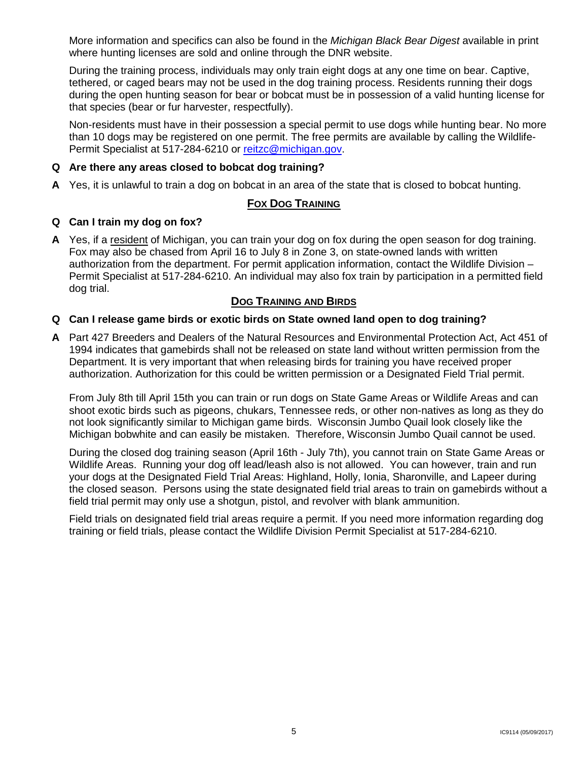More information and specifics can also be found in the *Michigan Black Bear Digest* available in print where hunting licenses are sold and online through the DNR website.

During the training process, individuals may only train eight dogs at any one time on bear. Captive, tethered, or caged bears may not be used in the dog training process. Residents running their dogs during the open hunting season for bear or bobcat must be in possession of a valid hunting license for that species (bear or fur harvester, respectfully).

Non-residents must have in their possession a special permit to use dogs while hunting bear. No more than 10 dogs may be registered on one permit. The free permits are available by calling the Wildlife-Permit Specialist at 517-284-6210 or reitzc@michigan.gov.

**Q Are there any areas closed to bobcat dog training?**

**A** Yes, it is unlawful to train a dog on bobcat in an area of the state that is closed to bobcat hunting.

## FOX DOG TRAINING

**Q Can I train my dog on fox?**

**A** Yes, if a resident of Michigan, you can train your dog on fox during the open season for dog training. Fox may also be chased from April 16 to July 8 in Zone 3, on state-owned lands with written authorization from the department. For permit application information, contact the Wildlife Division – Permit Specialist at 517-284-6210. An individual may also fox train by participation in a permitted field dog trial.

## DOG TRAINING AND BIRDS

**Q Can I release game birds or exotic birds on State owned land open to dog training?**

**A** Part 427 Breeders and Dealers of the Natural Resources and Environmental Protection Act, Act 451 of 1994 indicates that gamebirds shall not be released on state land without written permission from the Department. It is very important that when releasing birds for training you have received proper authorization. Authorization for this could be written permission or a Designated Field Trial permit.

From July 8th till April 15th you can train or run dogs on State Game Areas or Wildlife Areas and can shoot exotic birds such as pigeons, chukars, Tennessee reds, or other non-natives as long as they do not look significantly similar to Michigan game birds. Wisconsin Jumbo Quail look closely like the Michigan bobwhite and can easily be mistaken. Therefore, Wisconsin Jumbo Quail cannot be used.

During the closed dog training season (April 16th - July 7th), you cannot train on State Game Areas or Wildlife Areas. Running your dog off lead/leash also is not allowed. You can however, train and run your dogs at the Designated Field Trial Areas: Highland, Holly, Ionia, Sharonville, and Lapeer during the closed season. Persons using the state designated field trial areas to train on gamebirds without a field trial permit may only use a shotgun, pistol, and revolver with blank ammunition.

Field trials on designated field trial areas require a permit. If you need more information regarding dog training or field trials, please contact the Wildlife Division Permit Specialist at 517-284-6210.